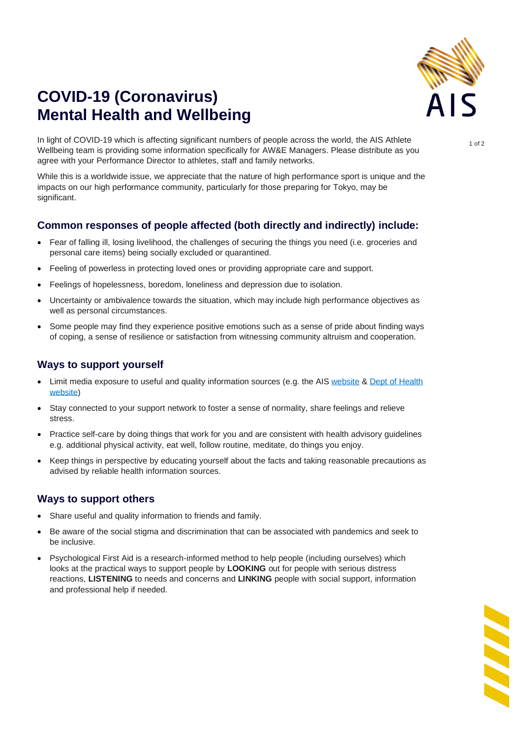# COVID-19 (Coronavirus) Mental Health and Wellbeing

In light of COVID-19 which is affecting significant numbers of people across the world, the AIS Athlete Wellbeing team is providing some information specifically for AW&E Managers. Please distribute as you agree with your Performance Director to athletes, staff and family networks.

While this is a worldwide issue, we appreciate that the nature of high performance sport is unique and the impacts on our high performance community, particularly for those preparing for Tokyo, may be significant.

## Common responses of people affected (both directly and indirectly) include:

- Fear of falling ill, losing livelihood, the challenges of securing the things you need (i.e. groceries and personal care items) being socially excluded or quarantined.
- Feeling of powerless in protecting loved ones or providing appropriate care and support.
- Feelings of hopelessness, boredom, loneliness and depression due to isolation.
- Uncertainty or ambivalence towards the situation, which may include high performance objectives as well as personal circumstances.
- Some people may find they experience positive emotions such as a sense of pride about finding ways of coping, a sense of resilience or satisfaction from witnessing community altruism and cooperation.

## Ways to support yourself

- Limit media exposure to useful and quality information sources (e.g. the AIS website & Dept of Health website)
- Stay connected to your support network to foster a sense of normality, share feelings and relieve stress.
- Practice self-care by doing things that work for you and are consistent with health advisory guidelines e.g. additional physical activity, eat well, follow routine, meditate, do things you enjoy.
- Keep things in perspective by educating yourself about the facts and taking reasonable precautions as advised by reliable health information sources.

## Ways to support others

- Share useful and quality information to friends and family.
- Be aware of the social stigma and discrimination that can be associated with pandemics and seek to be inclusive.
- Psychological First Aid is a research-informed method to help people (including ourselves) which looks at the practical ways to support people by **LOOKING** out for people with serious distress reactions, **LISTENING** to needs and concerns and **LINKING** people with social support, information and professional help if needed.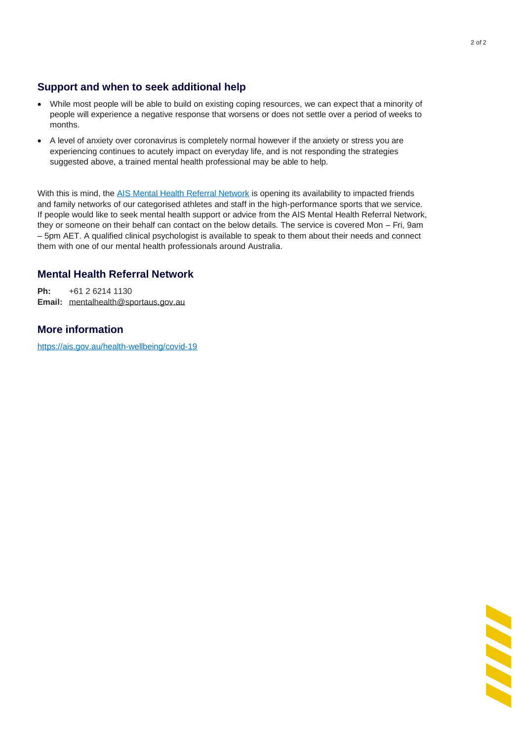## Support and when to seek additional help

- While most people will be able to build on existing coping resources, we can expect that a minority of people will experience a negative response that worsens or does not settle over a period of weeks to months.
- A level of anxiety over coronavirus is completely normal however if the anxiety or stress you are experiencing continues to acutely impact on everyday life, and is not responding the strategies suggested above, a trained mental health professional may be able to help.

With this is mind, the [AIS Mental Health Referral Network](#) is opening its availability to impacted friends and family networks of our categorised athletes and staff in the high-performance sports that we service. If people would like to seek mental health support or advice from the AIS Mental Health Referral Network, they or someone on their behalf can contact on the below details. The service is covered Mon – Fri, 9am – 5pm AET. A qualified clinical psychologist is available to speak to them about their needs and connect them with one of our mental health professionals around Australia.

## Mental Health Referral Network

**Ph:** +61 2 6214 1130
**Email:** mentalhealth@sportaus.gov.au

## More information

https://ais.gov.au/health-wellbeing/covid-19